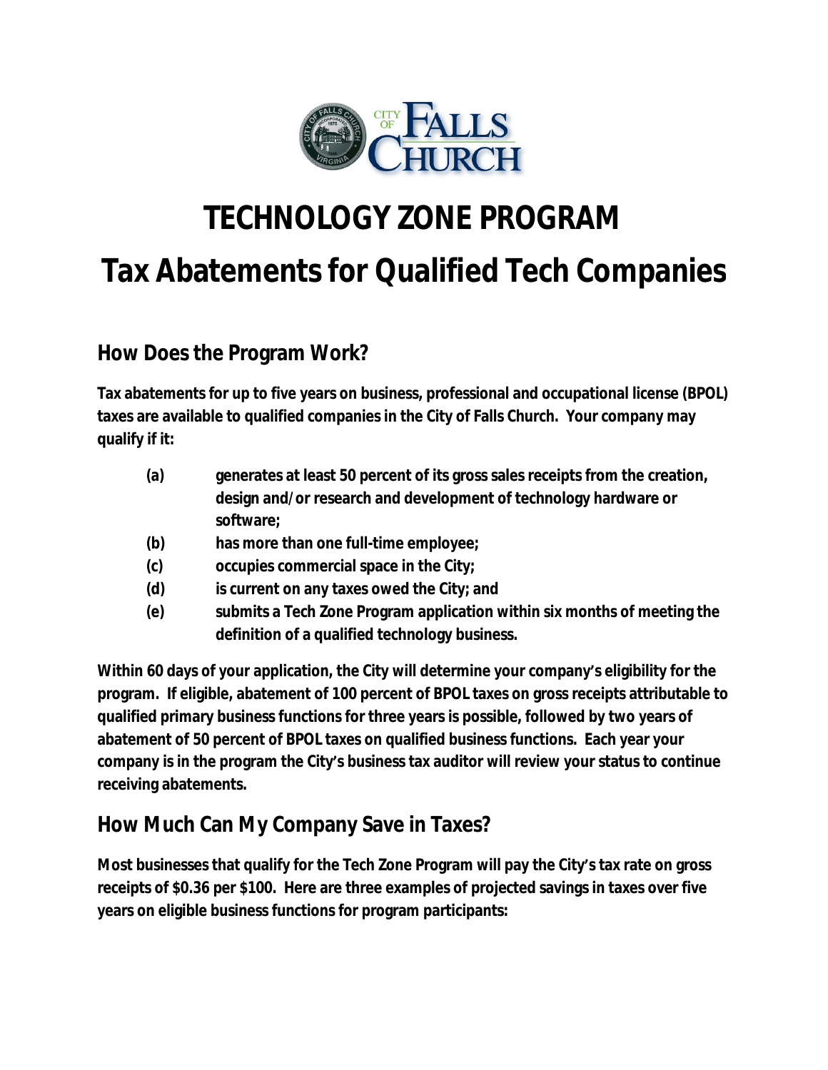# TECHNOLOGY ZONE PROGRAM

# Tax Abatements for Qualified Tech Companies

## How Does the Program Work?

**Tax abatements for up to five years on business, professional and occupational license (BPOL) taxes are available to qualified companies in the City of Falls Church. Your company may qualify if it:**

- **(a)** **generates at least 50 percent of its gross sales receipts from the creation, design and/or research and development of technology hardware or software;**
- **(b)** **has more than one full-time employee;**
- **(c)** **occupies commercial space in the City;**
- **(d)** **is current on any taxes owed the City; and**
- **(e)** **submits a Tech Zone Program application within six months of meeting the definition of a qualified technology business.**

**Within 60 days of your application, the City will determine your company's eligibility for the program. If eligible, abatement of 100 percent of BPOL taxes on gross receipts attributable to qualified primary business functions for three years is possible, followed by two years of abatement of 50 percent of BPOL taxes on qualified business functions. Each year your company is in the program the City's business tax auditor will review your status to continue receiving abatements.**

## How Much Can My Company Save in Taxes?

**Most businesses that qualify for the Tech Zone Program will pay the City's tax rate on gross receipts of $0.36 per $100. Here are three examples of projected savings in taxes over five years on eligible business functions for program participants:**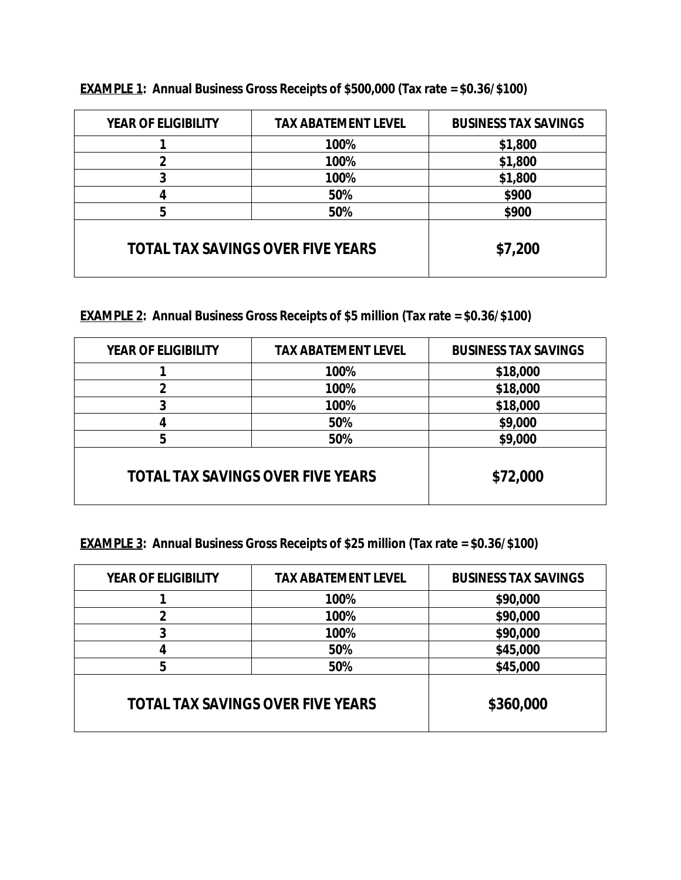**<u>EXAMPLE 1</u>: Annual Business Gross Receipts of $500,000 (Tax rate = $0.36/$100)**

| YEAR OF ELIGIBILITY | TAX ABATEMENT LEVEL | BUSINESS TAX SAVINGS |
|---|---|---|
| 1 | 100% | $1,800 |
| 2 | 100% | $1,800 |
| 3 | 100% | $1,800 |
| 4 | 50% | $900 |
| 5 | 50% | $900 |
| **TOTAL TAX SAVINGS OVER FIVE YEARS** | | **$7,200** |

**<u>EXAMPLE 2</u>: Annual Business Gross Receipts of $5 million (Tax rate = $0.36/$100)**

| YEAR OF ELIGIBILITY | TAX ABATEMENT LEVEL | BUSINESS TAX SAVINGS |
|---|---|---|
| 1 | 100% | $18,000 |
| 2 | 100% | $18,000 |
| 3 | 100% | $18,000 |
| 4 | 50% | $9,000 |
| 5 | 50% | $9,000 |
| **TOTAL TAX SAVINGS OVER FIVE YEARS** | | **$72,000** |

**<u>EXAMPLE 3</u>: Annual Business Gross Receipts of $25 million (Tax rate = $0.36/$100)**

| YEAR OF ELIGIBILITY | TAX ABATEMENT LEVEL | BUSINESS TAX SAVINGS |
|---|---|---|
| 1 | 100% | $90,000 |
| 2 | 100% | $90,000 |
| 3 | 100% | $90,000 |
| 4 | 50% | $45,000 |
| 5 | 50% | $45,000 |
| **TOTAL TAX SAVINGS OVER FIVE YEARS** | | **$360,000** |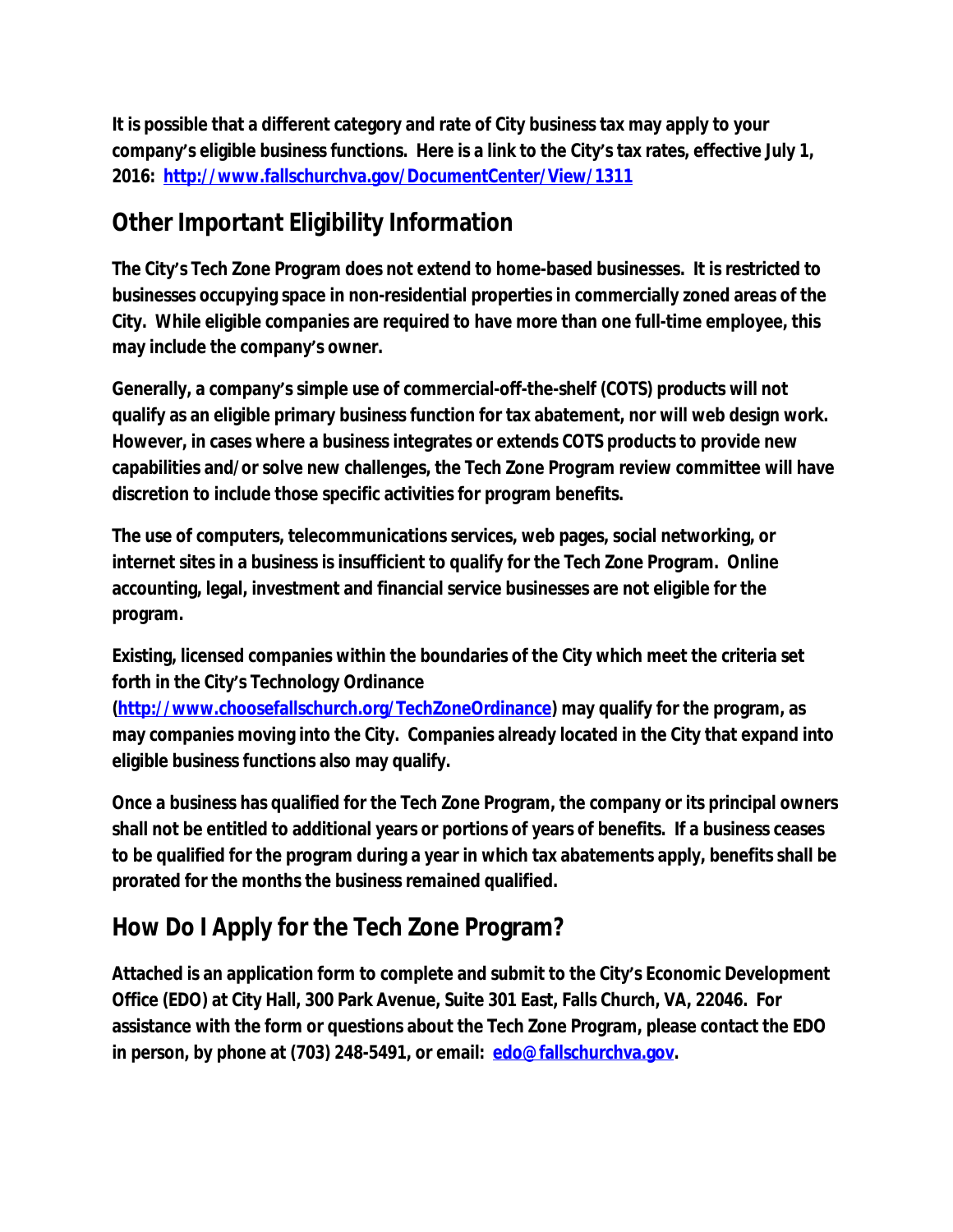It is possible that a different category and rate of City business tax may apply to your company's eligible business functions. Here is a link to the City's tax rates, effective July 1, 2016: [http://www.fallschurchva.gov/DocumentCenter/View/1311](http://www.fallschurchva.gov/DocumentCenter/View/1311)

## Other Important Eligibility Information

The City's Tech Zone Program does not extend to home-based businesses. It is restricted to businesses occupying space in non-residential properties in commercially zoned areas of the City. While eligible companies are required to have more than one full-time employee, this may include the company's owner.

Generally, a company's simple use of commercial-off-the-shelf (COTS) products will not qualify as an eligible primary business function for tax abatement, nor will web design work. However, in cases where a business integrates or extends COTS products to provide new capabilities and/or solve new challenges, the Tech Zone Program review committee will have discretion to include those specific activities for program benefits.

The use of computers, telecommunications services, web pages, social networking, or internet sites in a business is insufficient to qualify for the Tech Zone Program. Online accounting, legal, investment and financial service businesses are not eligible for the program.

Existing, licensed companies within the boundaries of the City which meet the criteria set forth in the City's Technology Ordinance ([http://www.choosefallschurch.org/TechZoneOrdinance](http://www.choosefallschurch.org/TechZoneOrdinance)) may qualify for the program, as may companies moving into the City. Companies already located in the City that expand into eligible business functions also may qualify.

Once a business has qualified for the Tech Zone Program, the company or its principal owners shall not be entitled to additional years or portions of years of benefits. If a business ceases to be qualified for the program during a year in which tax abatements apply, benefits shall be prorated for the months the business remained qualified.

## How Do I Apply for the Tech Zone Program?

Attached is an application form to complete and submit to the City's Economic Development Office (EDO) at City Hall, 300 Park Avenue, Suite 301 East, Falls Church, VA, 22046. For assistance with the form or questions about the Tech Zone Program, please contact the EDO in person, by phone at (703) 248-5491, or email: [edo@fallschurchva.gov](mailto:edo@fallschurchva.gov).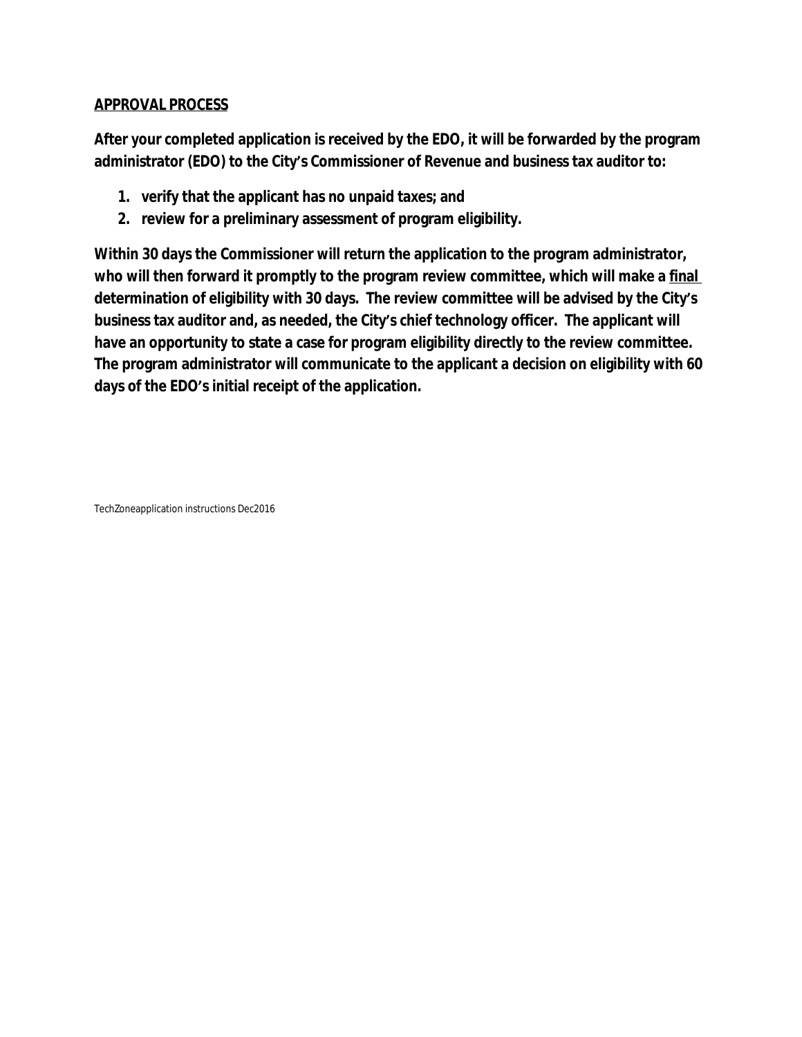## APPROVAL PROCESS

**After your completed application is received by the EDO, it will be forwarded by the program administrator (EDO) to the City's Commissioner of Revenue and business tax auditor to:**

1. **verify that the applicant has no unpaid taxes; and**
2. **review for a preliminary assessment of program eligibility.**

**Within 30 days the Commissioner will return the application to the program administrator, who will then forward it promptly to the program review committee, which will make a final determination of eligibility with 30 days. The review committee will be advised by the City's business tax auditor and, as needed, the City's chief technology officer. The applicant will have an opportunity to state a case for program eligibility directly to the review committee. The program administrator will communicate to the applicant a decision on eligibility with 60 days of the EDO's initial receipt of the application.**

TechZoneapplication instructions Dec2016